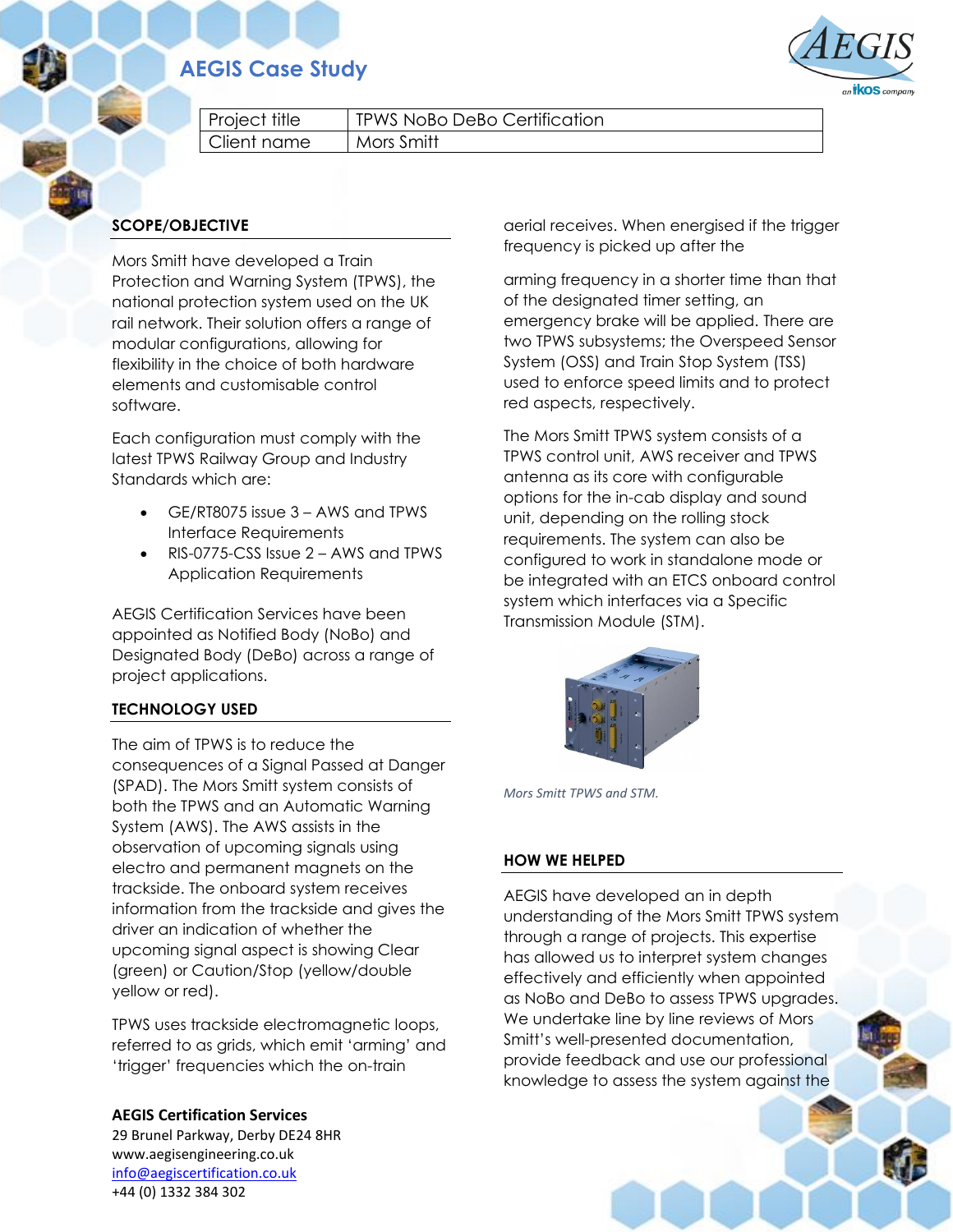# AEGIS Case Study

| Project title | TPWS NoBo DeBo Certification |
| --- | --- |
| Client name | Mors Smitt |

## SCOPE/OBJECTIVE

Mors Smitt have developed a Train Protection and Warning System (TPWS), the national protection system used on the UK rail network. Their solution offers a range of modular configurations, allowing for flexibility in the choice of both hardware elements and customisable control software.

Each configuration must comply with the latest TPWS Railway Group and Industry Standards which are:

- GE/RT8075 issue 3 – AWS and TPWS Interface Requirements
- RIS-0775-CSS Issue 2 – AWS and TPWS Application Requirements

AEGIS Certification Services have been appointed as Notified Body (NoBo) and Designated Body (DeBo) across a range of project applications.

## TECHNOLOGY USED

The aim of TPWS is to reduce the consequences of a Signal Passed at Danger (SPAD). The Mors Smitt system consists of both the TPWS and an Automatic Warning System (AWS). The AWS assists in the observation of upcoming signals using electro and permanent magnets on the trackside. The onboard system receives information from the trackside and gives the driver an indication of whether the upcoming signal aspect is showing Clear (green) or Caution/Stop (yellow/double yellow or red).

TPWS uses trackside electromagnetic loops, referred to as grids, which emit 'arming' and 'trigger' frequencies which the on-train aerial receives. When energised if the trigger frequency is picked up after the arming frequency in a shorter time than that of the designated timer setting, an emergency brake will be applied. There are two TPWS subsystems; the Overspeed Sensor System (OSS) and Train Stop System (TSS) used to enforce speed limits and to protect red aspects, respectively.

The Mors Smitt TPWS system consists of a TPWS control unit, AWS receiver and TPWS antenna as its core with configurable options for the in-cab display and sound unit, depending on the rolling stock requirements. The system can also be configured to work in standalone mode or be integrated with an ETCS onboard control system which interfaces via a Specific Transmission Module (STM).

*Mors Smitt TPWS and STM.*

## HOW WE HELPED

AEGIS have developed an in depth understanding of the Mors Smitt TPWS system through a range of projects. This expertise has allowed us to interpret system changes effectively and efficiently when appointed as NoBo and DeBo to assess TPWS upgrades. We undertake line by line reviews of Mors Smitt's well-presented documentation, provide feedback and use our professional knowledge to assess the system against the

**AEGIS Certification Services**
29 Brunel Parkway, Derby DE24 8HR
www.aegisengineering.co.uk
info@aegiscertification.co.uk
+44 (0) 1332 384 302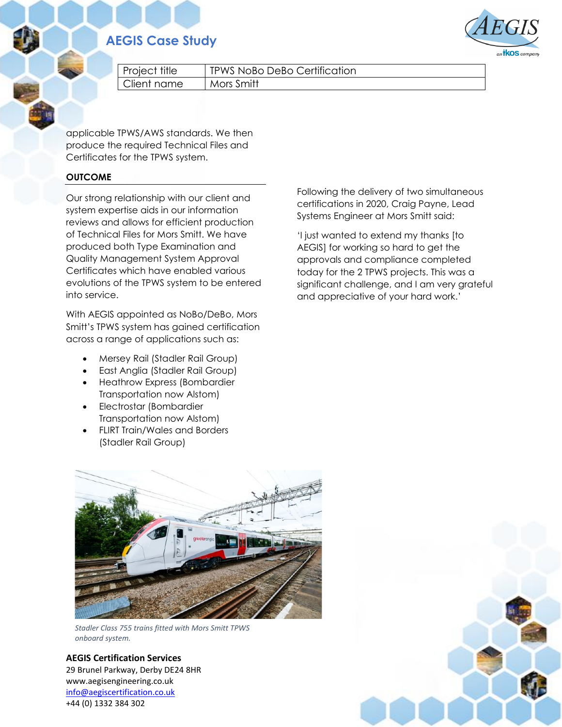# AEGIS Case Study

| | |
|---|---|
| Project title | TPWS NoBo DeBo Certification |
| Client name | Mors Smitt |

applicable TPWS/AWS standards. We then produce the required Technical Files and Certificates for the TPWS system.

**OUTCOME**

Our strong relationship with our client and system expertise aids in our information reviews and allows for efficient production of Technical Files for Mors Smitt. We have produced both Type Examination and Quality Management System Approval Certificates which have enabled various evolutions of the TPWS system to be entered into service.

With AEGIS appointed as NoBo/DeBo, Mors Smitt's TPWS system has gained certification across a range of applications such as:

- Mersey Rail (Stadler Rail Group)
- East Anglia (Stadler Rail Group)
- Heathrow Express (Bombardier Transportation now Alstom)
- Electrostar (Bombardier Transportation now Alstom)
- FLIRT Train/Wales and Borders (Stadler Rail Group)

Following the delivery of two simultaneous certifications in 2020, Craig Payne, Lead Systems Engineer at Mors Smitt said:

'I just wanted to extend my thanks [to AEGIS] for working so hard to get the approvals and compliance completed today for the 2 TPWS projects. This was a significant challenge, and I am very grateful and appreciative of your hard work.'

*Stadler Class 755 trains fitted with Mors Smitt TPWS onboard system.*

**AEGIS Certification Services**
29 Brunel Parkway, Derby DE24 8HR
www.aegisengineering.co.uk
info@aegiscertification.co.uk
+44 (0) 1332 384 302